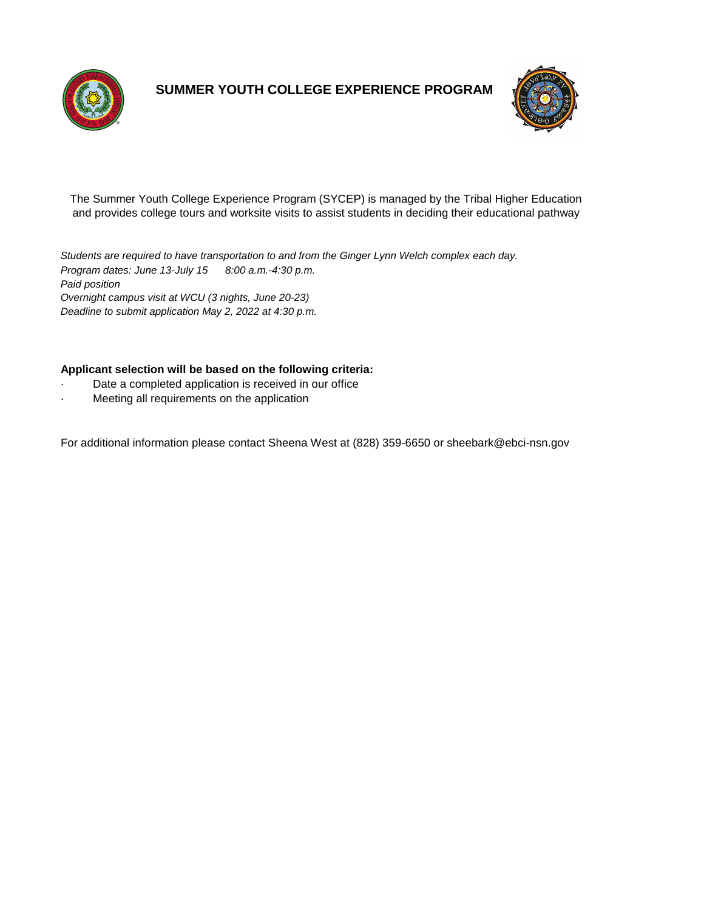# SUMMER YOUTH COLLEGE EXPERIENCE PROGRAM

The Summer Youth College Experience Program (SYCEP) is managed by the Tribal Higher Education and provides college tours and worksite visits to assist students in deciding their educational pathway

*Students are required to have transportation to and from the Ginger Lynn Welch complex each day.*
*Program dates: June 13-July 15 8:00 a.m.-4:30 p.m.*
*Paid position*
*Overnight campus visit at WCU (3 nights, June 20-23)*
*Deadline to submit application May 2, 2022 at 4:30 p.m.*

**Applicant selection will be based on the following criteria:**

- Date a completed application is received in our office
- Meeting all requirements on the application

For additional information please contact Sheena West at (828) 359-6650 or sheebark@ebci-nsn.gov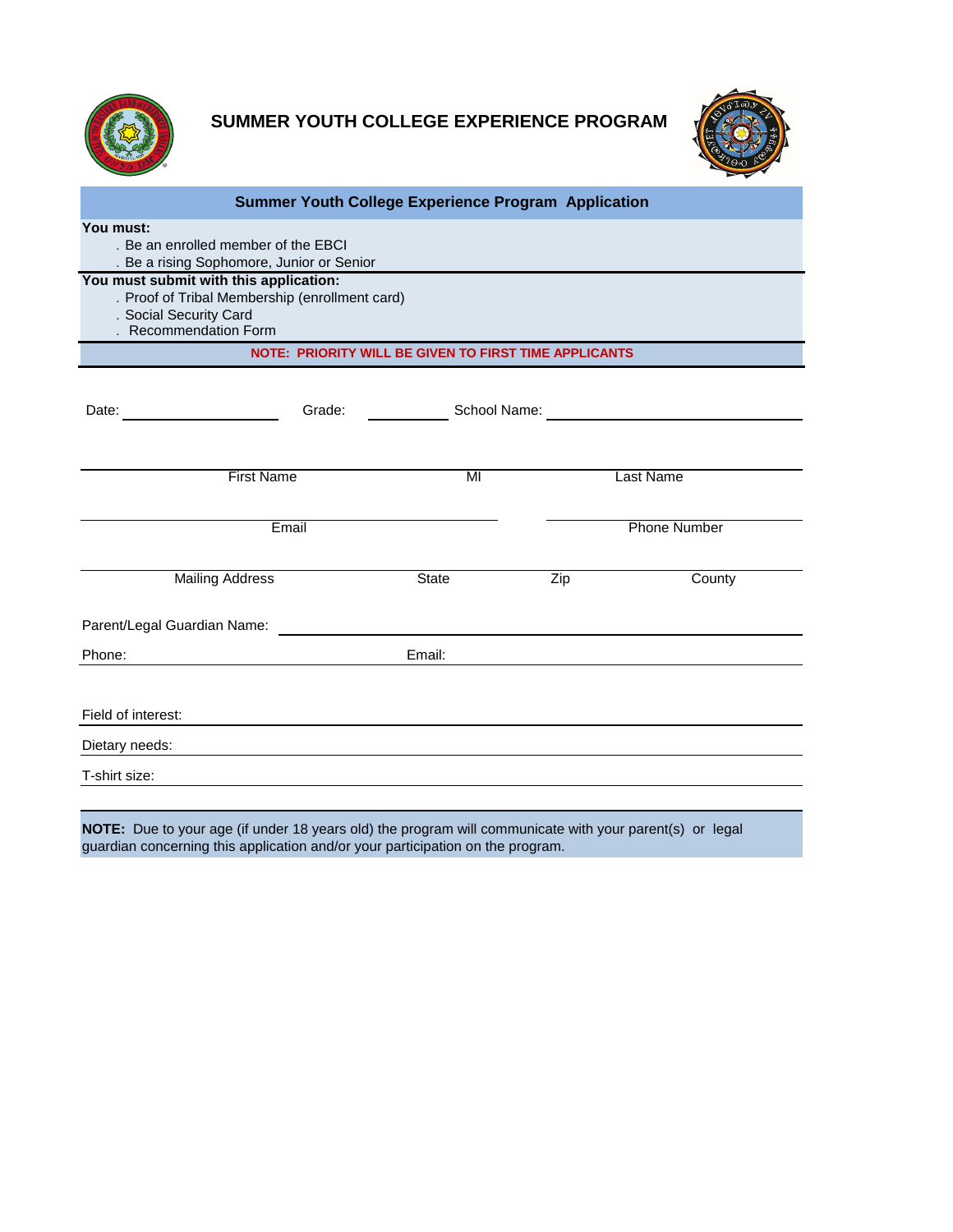# SUMMER YOUTH COLLEGE EXPERIENCE PROGRAM

## Summer Youth College Experience Program Application

**You must:**

- Be an enrolled member of the EBCI
- Be a rising Sophomore, Junior or Senior

**You must submit with this application:**

- Proof of Tribal Membership (enrollment card)
- Social Security Card
- Recommendation Form

**NOTE: PRIORITY WILL BE GIVEN TO FIRST TIME APPLICANTS**

Date: ______________ Grade: __________ School Name: ______________________

| First Name | MI | Last Name |
|---|---|---|
| | | |

| Email | Phone Number |
|---|---|
| | |

| Mailing Address | State | Zip | County |
|---|---|---|---|
| | | | |

Parent/Legal Guardian Name: ______________________________

Phone: ______________________ Email: ______________________

Field of interest: ______________________________

Dietary needs: ______________________________

T-shirt size: ______________________________

**NOTE:** Due to your age (if under 18 years old) the program will communicate with your parent(s) or legal guardian concerning this application and/or your participation on the program.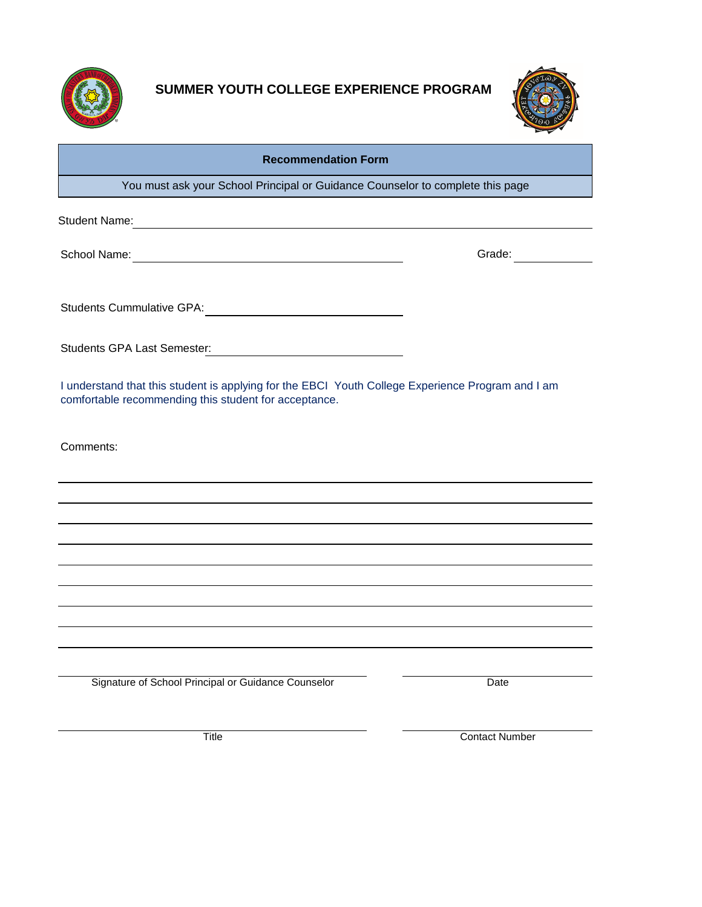# SUMMER YOUTH COLLEGE EXPERIENCE PROGRAM

## Recommendation Form

You must ask your School Principal or Guidance Counselor to complete this page

Student Name: ______________________________________________

School Name: ______________________________ Grade: __________

Students Cummulative GPA: ______________________

Students GPA Last Semester: ______________________

I understand that this student is applying for the EBCI Youth College Experience Program and I am comfortable recommending this student for acceptance.

Comments:

______________________________________________

______________________________________________

______________________________________________

______________________________________________

______________________________________________

______________________________________________

______________________________________________

______________________________________________

______________________________________________

______________________________ ______________________________
Signature of School Principal or Guidance Counselor Date

______________________________ ______________________________
Title Contact Number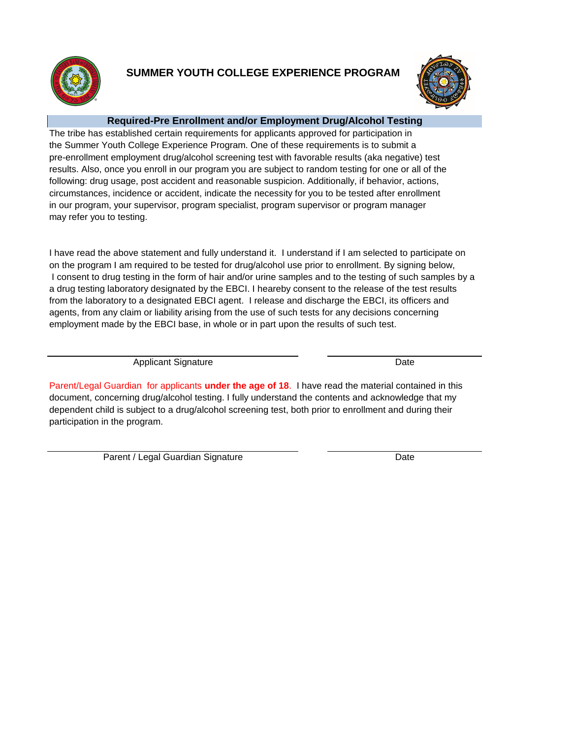# SUMMER YOUTH COLLEGE EXPERIENCE PROGRAM

## Required-Pre Enrollment and/or Employment Drug/Alcohol Testing

The tribe has established certain requirements for applicants approved for participation in the Summer Youth College Experience Program. One of these requirements is to submit a pre-enrollment employment drug/alcohol screening test with favorable results (aka negative) test results. Also, once you enroll in our program you are subject to random testing for one or all of the following: drug usage, post accident and reasonable suspicion. Additionally, if behavior, actions, circumstances, incidence or accident, indicate the necessity for you to be tested after enrollment in our program, your supervisor, program specialist, program supervisor or program manager may refer you to testing.

I have read the above statement and fully understand it. I understand if I am selected to participate on on the program I am required to be tested for drug/alcohol use prior to enrollment. By signing below, I consent to drug testing in the form of hair and/or urine samples and to the testing of such samples by a a drug testing laboratory designated by the EBCI. I heareby consent to the release of the test results from the laboratory to a designated EBCI agent. I release and discharge the EBCI, its officers and agents, from any claim or liability arising from the use of such tests for any decisions concerning employment made by the EBCI base, in whole or in part upon the results of such test.

\_\_\_\_\_\_\_\_\_\_\_\_\_\_\_\_\_\_\_\_\_\_\_\_\_\_\_\_\_\_\_\_ \_\_\_\_\_\_\_\_\_\_\_\_\_\_\_\_\_\_\_\_

Applicant Signature Date

Parent/Legal Guardian for applicants **under the age of 18**. I have read the material contained in this document, concerning drug/alcohol testing. I fully understand the contents and acknowledge that my dependent child is subject to a drug/alcohol screening test, both prior to enrollment and during their participation in the program.

\_\_\_\_\_\_\_\_\_\_\_\_\_\_\_\_\_\_\_\_\_\_\_\_\_\_\_\_\_\_\_\_ \_\_\_\_\_\_\_\_\_\_\_\_\_\_\_\_\_\_\_\_

Parent / Legal Guardian Signature Date